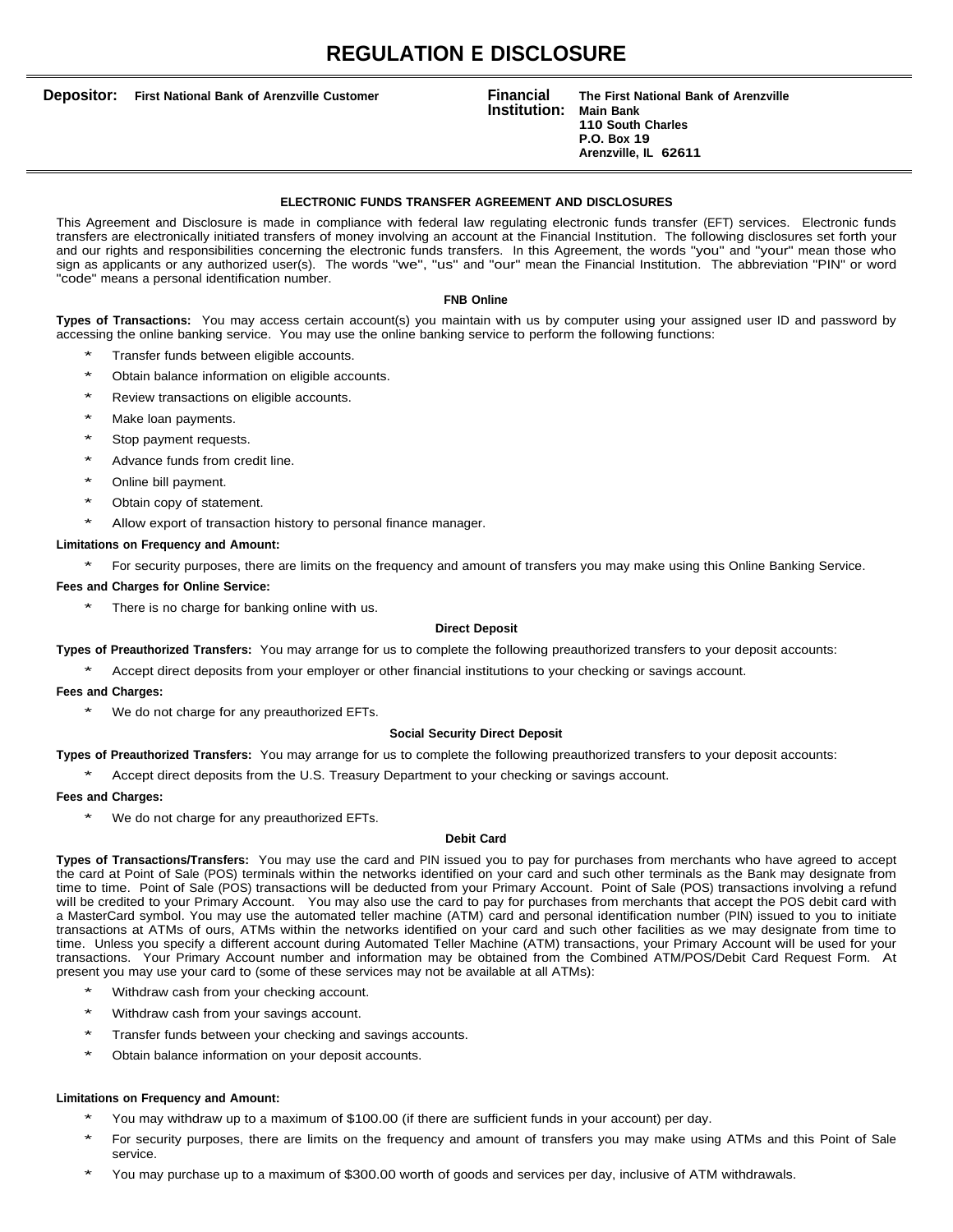# REGULATION E DISCLOSURE

**Depositor:** **First National Bank of Arenzville Customer**

**Financial Institution:** **The First National Bank of Arenzville**
**Main Bank**
**110 South Charles**
**P.O. Box 19**
**Arenzville, IL 62611**

## ELECTRONIC FUNDS TRANSFER AGREEMENT AND DISCLOSURES

This Agreement and Disclosure is made in compliance with federal law regulating electronic funds transfer (EFT) services. Electronic funds transfers are electronically initiated transfers of money involving an account at the Financial Institution. The following disclosures set forth your and our rights and responsibilities concerning the electronic funds transfers. In this Agreement, the words "you" and "your" mean those who sign as applicants or any authorized user(s). The words "we", "us" and "our" mean the Financial Institution. The abbreviation "PIN" or word "code" means a personal identification number.

### FNB Online

**Types of Transactions:** You may access certain account(s) you maintain with us by computer using your assigned user ID and password by accessing the online banking service. You may use the online banking service to perform the following functions:

* Transfer funds between eligible accounts.
* Obtain balance information on eligible accounts.
* Review transactions on eligible accounts.
* Make loan payments.
* Stop payment requests.
* Advance funds from credit line.
* Online bill payment.
* Obtain copy of statement.
* Allow export of transaction history to personal finance manager.

**Limitations on Frequency and Amount:**

* For security purposes, there are limits on the frequency and amount of transfers you may make using this Online Banking Service.

**Fees and Charges for Online Service:**

* There is no charge for banking online with us.

### Direct Deposit

**Types of Preauthorized Transfers:** You may arrange for us to complete the following preauthorized transfers to your deposit accounts:

* Accept direct deposits from your employer or other financial institutions to your checking or savings account.

**Fees and Charges:**

* We do not charge for any preauthorized EFTs.

### Social Security Direct Deposit

**Types of Preauthorized Transfers:** You may arrange for us to complete the following preauthorized transfers to your deposit accounts:

* Accept direct deposits from the U.S. Treasury Department to your checking or savings account.

**Fees and Charges:**

* We do not charge for any preauthorized EFTs.

### Debit Card

**Types of Transactions/Transfers:** You may use the card and PIN issued you to pay for purchases from merchants who have agreed to accept the card at Point of Sale (POS) terminals within the networks identified on your card and such other terminals as the Bank may designate from time to time. Point of Sale (POS) transactions will be deducted from your Primary Account. Point of Sale (POS) transactions involving a refund will be credited to your Primary Account. You may also use the card to pay for purchases from merchants that accept the POS debit card with a MasterCard symbol. You may use the automated teller machine (ATM) card and personal identification number (PIN) issued to you to initiate transactions at ATMs of ours, ATMs within the networks identified on your card and such other facilities as we may designate from time to time. Unless you specify a different account during Automated Teller Machine (ATM) transactions, your Primary Account will be used for your transactions. Your Primary Account number and information may be obtained from the Combined ATM/POS/Debit Card Request Form. At present you may use your card to (some of these services may not be available at all ATMs):

* Withdraw cash from your checking account.
* Withdraw cash from your savings account.
* Transfer funds between your checking and savings accounts.
* Obtain balance information on your deposit accounts.

**Limitations on Frequency and Amount:**

* You may withdraw up to a maximum of $100.00 (if there are sufficient funds in your account) per day.
* For security purposes, there are limits on the frequency and amount of transfers you may make using ATMs and this Point of Sale service.
* You may purchase up to a maximum of $300.00 worth of goods and services per day, inclusive of ATM withdrawals.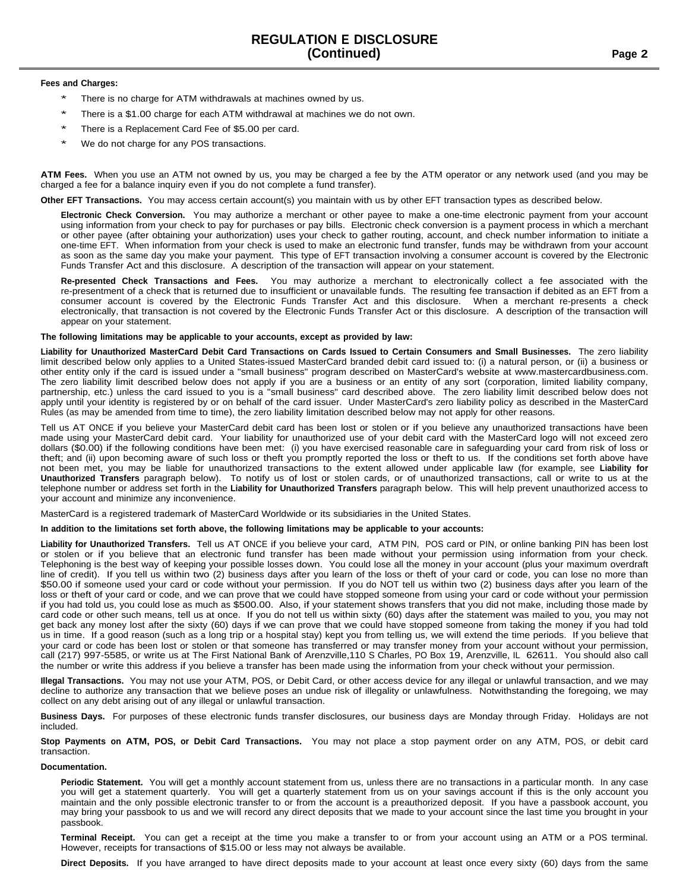# REGULATION E DISCLOSURE (Continued)

**Fees and Charges:**

- There is no charge for ATM withdrawals at machines owned by us.
- There is a $1.00 charge for each ATM withdrawal at machines we do not own.
- There is a Replacement Card Fee of $5.00 per card.
- We do not charge for any POS transactions.

**ATM Fees.** When you use an ATM not owned by us, you may be charged a fee by the ATM operator or any network used (and you may be charged a fee for a balance inquiry even if you do not complete a fund transfer).

**Other EFT Transactions.** You may access certain account(s) you maintain with us by other EFT transaction types as described below.

**Electronic Check Conversion.** You may authorize a merchant or other payee to make a one-time electronic payment from your account using information from your check to pay for purchases or pay bills. Electronic check conversion is a payment process in which a merchant or other payee (after obtaining your authorization) uses your check to gather routing, account, and check number information to initiate a one-time EFT. When information from your check is used to make an electronic fund transfer, funds may be withdrawn from your account as soon as the same day you make your payment. This type of EFT transaction involving a consumer account is covered by the Electronic Funds Transfer Act and this disclosure. A description of the transaction will appear on your statement.

**Re-presented Check Transactions and Fees.** You may authorize a merchant to electronically collect a fee associated with the re-presentment of a check that is returned due to insufficient or unavailable funds. The resulting fee transaction if debited as an EFT from a consumer account is covered by the Electronic Funds Transfer Act and this disclosure. When a merchant re-presents a check electronically, that transaction is not covered by the Electronic Funds Transfer Act or this disclosure. A description of the transaction will appear on your statement.

**The following limitations may be applicable to your accounts, except as provided by law:**

**Liability for Unauthorized MasterCard Debit Card Transactions on Cards Issued to Certain Consumers and Small Businesses.** The zero liability limit described below only applies to a United States-issued MasterCard branded debit card issued to: (i) a natural person, or (ii) a business or other entity only if the card is issued under a "small business" program described on MasterCard's website at www.mastercardbusiness.com. The zero liability limit described below does not apply if you are a business or an entity of any sort (corporation, limited liability company, partnership, etc.) unless the card issued to you is a "small business" card described above. The zero liability limit described below does not apply until your identity is registered by or on behalf of the card issuer. Under MasterCard's zero liability policy as described in the MasterCard Rules (as may be amended from time to time), the zero liability limitation described below may not apply for other reasons.

Tell us AT ONCE if you believe your MasterCard debit card has been lost or stolen or if you believe any unauthorized transactions have been made using your MasterCard debit card. Your liability for unauthorized use of your debit card with the MasterCard logo will not exceed zero dollars ($0.00) if the following conditions have been met: (i) you have exercised reasonable care in safeguarding your card from risk of loss or theft; and (ii) upon becoming aware of such loss or theft you promptly reported the loss or theft to us. If the conditions set forth above have not been met, you may be liable for unauthorized transactions to the extent allowed under applicable law (for example, see **Liability for Unauthorized Transfers** paragraph below). To notify us of lost or stolen cards, or of unauthorized transactions, call or write to us at the telephone number or address set forth in the **Liability for Unauthorized Transfers** paragraph below. This will help prevent unauthorized access to your account and minimize any inconvenience.

MasterCard is a registered trademark of MasterCard Worldwide or its subsidiaries in the United States.

**In addition to the limitations set forth above, the following limitations may be applicable to your accounts:**

**Liability for Unauthorized Transfers.** Tell us AT ONCE if you believe your card, ATM PIN, POS card or PIN, or online banking PIN has been lost or stolen or if you believe that an electronic fund transfer has been made without your permission using information from your check. Telephoning is the best way of keeping your possible losses down. You could lose all the money in your account (plus your maximum overdraft line of credit). If you tell us within two (2) business days after you learn of the loss or theft of your card or code, you can lose no more than $50.00 if someone used your card or code without your permission. If you do NOT tell us within two (2) business days after you learn of the loss or theft of your card or code, and we can prove that we could have stopped someone from using your card or code without your permission if you had told us, you could lose as much as $500.00. Also, if your statement shows transfers that you did not make, including those made by card code or other such means, tell us at once. If you do not tell us within sixty (60) days after the statement was mailed to you, you may not get back any money lost after the sixty (60) days if we can prove that we could have stopped someone from taking the money if you had told us in time. If a good reason (such as a long trip or a hospital stay) kept you from telling us, we will extend the time periods. If you believe that your card or code has been lost or stolen or that someone has transferred or may transfer money from your account without your permission, call (217) 997-5585, or write us at The First National Bank of Arenzville,110 S Charles, PO Box 19, Arenzville, IL 62611. You should also call the number or write this address if you believe a transfer has been made using the information from your check without your permission.

**Illegal Transactions.** You may not use your ATM, POS, or Debit Card, or other access device for any illegal or unlawful transaction, and we may decline to authorize any transaction that we believe poses an undue risk of illegality or unlawfulness. Notwithstanding the foregoing, we may collect on any debt arising out of any illegal or unlawful transaction.

**Business Days.** For purposes of these electronic funds transfer disclosures, our business days are Monday through Friday. Holidays are not included.

**Stop Payments on ATM, POS, or Debit Card Transactions.** You may not place a stop payment order on any ATM, POS, or debit card transaction.

**Documentation.**

**Periodic Statement.** You will get a monthly account statement from us, unless there are no transactions in a particular month. In any case you will get a statement quarterly. You will get a quarterly statement from us on your savings account if this is the only account you maintain and the only possible electronic transfer to or from the account is a preauthorized deposit. If you have a passbook account, you may bring your passbook to us and we will record any direct deposits that we made to your account since the last time you brought in your passbook.

**Terminal Receipt.** You can get a receipt at the time you make a transfer to or from your account using an ATM or a POS terminal. However, receipts for transactions of $15.00 or less may not always be available.

**Direct Deposits.** If you have arranged to have direct deposits made to your account at least once every sixty (60) days from the same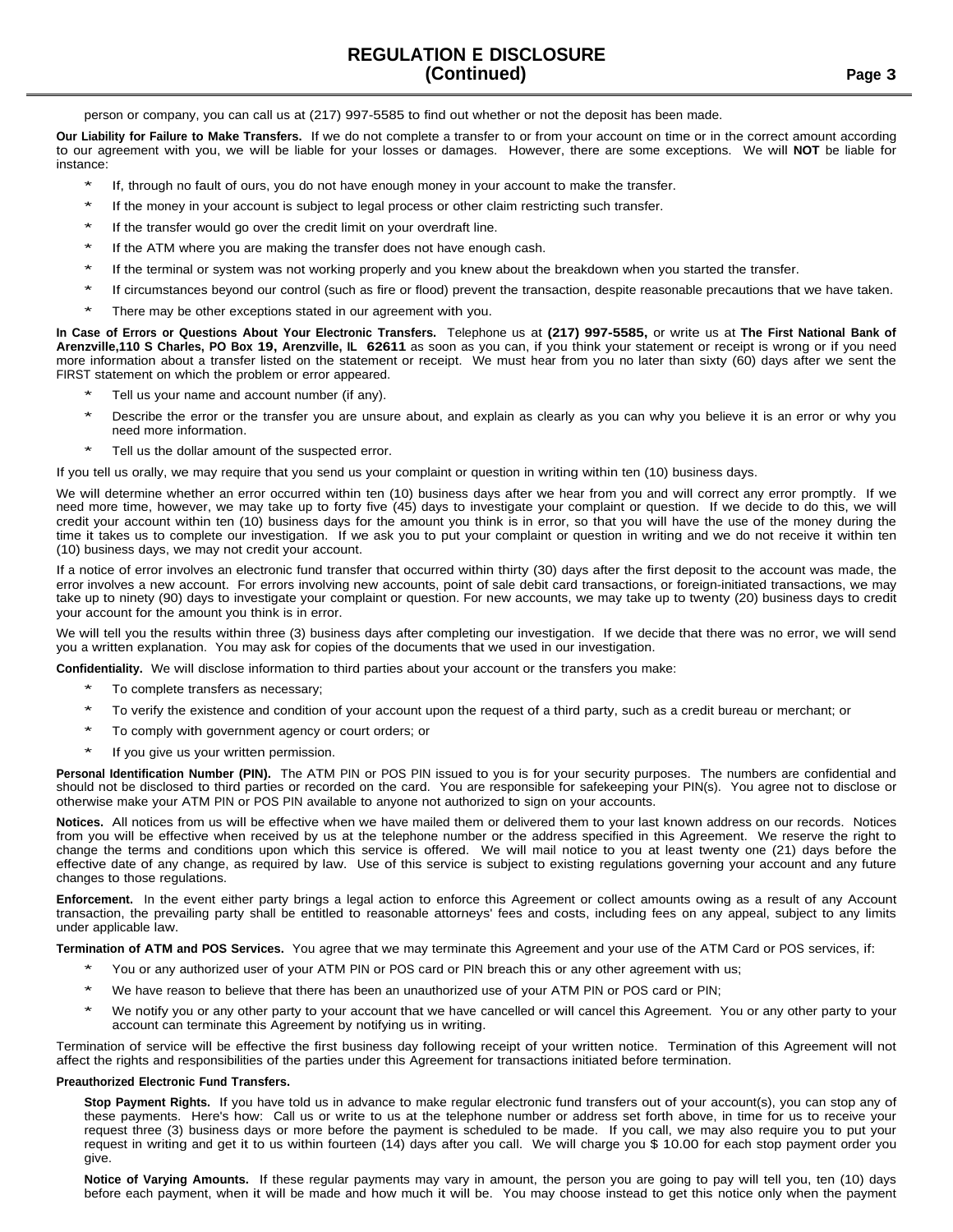person or company, you can call us at (217) 997-5585 to find out whether or not the deposit has been made.

**Our Liability for Failure to Make Transfers.** If we do not complete a transfer to or from your account on time or in the correct amount according to our agreement with you, we will be liable for your losses or damages. However, there are some exceptions. We will **NOT** be liable for instance:

- If, through no fault of ours, you do not have enough money in your account to make the transfer.
- If the money in your account is subject to legal process or other claim restricting such transfer.
- If the transfer would go over the credit limit on your overdraft line.
- If the ATM where you are making the transfer does not have enough cash.
- If the terminal or system was not working properly and you knew about the breakdown when you started the transfer.
- If circumstances beyond our control (such as fire or flood) prevent the transaction, despite reasonable precautions that we have taken.
- There may be other exceptions stated in our agreement with you.

**In Case of Errors or Questions About Your Electronic Transfers.** Telephone us at **(217) 997-5585,** or write us at **The First National Bank of Arenzville,110 S Charles, PO Box 19, Arenzville, IL 62611** as soon as you can, if you think your statement or receipt is wrong or if you need more information about a transfer listed on the statement or receipt. We must hear from you no later than sixty (60) days after we sent the FIRST statement on which the problem or error appeared.

- Tell us your name and account number (if any).
- Describe the error or the transfer you are unsure about, and explain as clearly as you can why you believe it is an error or why you need more information.
- Tell us the dollar amount of the suspected error.

If you tell us orally, we may require that you send us your complaint or question in writing within ten (10) business days.

We will determine whether an error occurred within ten (10) business days after we hear from you and will correct any error promptly. If we need more time, however, we may take up to forty five (45) days to investigate your complaint or question. If we decide to do this, we will credit your account within ten (10) business days for the amount you think is in error, so that you will have the use of the money during the time it takes us to complete our investigation. If we ask you to put your complaint or question in writing and we do not receive it within ten (10) business days, we may not credit your account.

If a notice of error involves an electronic fund transfer that occurred within thirty (30) days after the first deposit to the account was made, the error involves a new account. For errors involving new accounts, point of sale debit card transactions, or foreign-initiated transactions, we may take up to ninety (90) days to investigate your complaint or question. For new accounts, we may take up to twenty (20) business days to credit your account for the amount you think is in error.

We will tell you the results within three (3) business days after completing our investigation. If we decide that there was no error, we will send you a written explanation. You may ask for copies of the documents that we used in our investigation.

**Confidentiality.** We will disclose information to third parties about your account or the transfers you make:

- To complete transfers as necessary;
- To verify the existence and condition of your account upon the request of a third party, such as a credit bureau or merchant; or
- To comply with government agency or court orders; or
- If you give us your written permission.

**Personal Identification Number (PIN).** The ATM PIN or POS PIN issued to you is for your security purposes. The numbers are confidential and should not be disclosed to third parties or recorded on the card. You are responsible for safekeeping your PIN(s). You agree not to disclose or otherwise make your ATM PIN or POS PIN available to anyone not authorized to sign on your accounts.

**Notices.** All notices from us will be effective when we have mailed them or delivered them to your last known address on our records. Notices from you will be effective when received by us at the telephone number or the address specified in this Agreement. We reserve the right to change the terms and conditions upon which this service is offered. We will mail notice to you at least twenty one (21) days before the effective date of any change, as required by law. Use of this service is subject to existing regulations governing your account and any future changes to those regulations.

**Enforcement.** In the event either party brings a legal action to enforce this Agreement or collect amounts owing as a result of any Account transaction, the prevailing party shall be entitled to reasonable attorneys' fees and costs, including fees on any appeal, subject to any limits under applicable law.

**Termination of ATM and POS Services.** You agree that we may terminate this Agreement and your use of the ATM Card or POS services, if:

- You or any authorized user of your ATM PIN or POS card or PIN breach this or any other agreement with us;
- We have reason to believe that there has been an unauthorized use of your ATM PIN or POS card or PIN;
- We notify you or any other party to your account that we have cancelled or will cancel this Agreement. You or any other party to your account can terminate this Agreement by notifying us in writing.

Termination of service will be effective the first business day following receipt of your written notice. Termination of this Agreement will not affect the rights and responsibilities of the parties under this Agreement for transactions initiated before termination.

**Preauthorized Electronic Fund Transfers.**

**Stop Payment Rights.** If you have told us in advance to make regular electronic fund transfers out of your account(s), you can stop any of these payments. Here's how: Call us or write to us at the telephone number or address set forth above, in time for us to receive your request three (3) business days or more before the payment is scheduled to be made. If you call, we may also require you to put your request in writing and get it to us within fourteen (14) days after you call. We will charge you $ 10.00 for each stop payment order you give.

**Notice of Varying Amounts.** If these regular payments may vary in amount, the person you are going to pay will tell you, ten (10) days before each payment, when it will be made and how much it will be. You may choose instead to get this notice only when the payment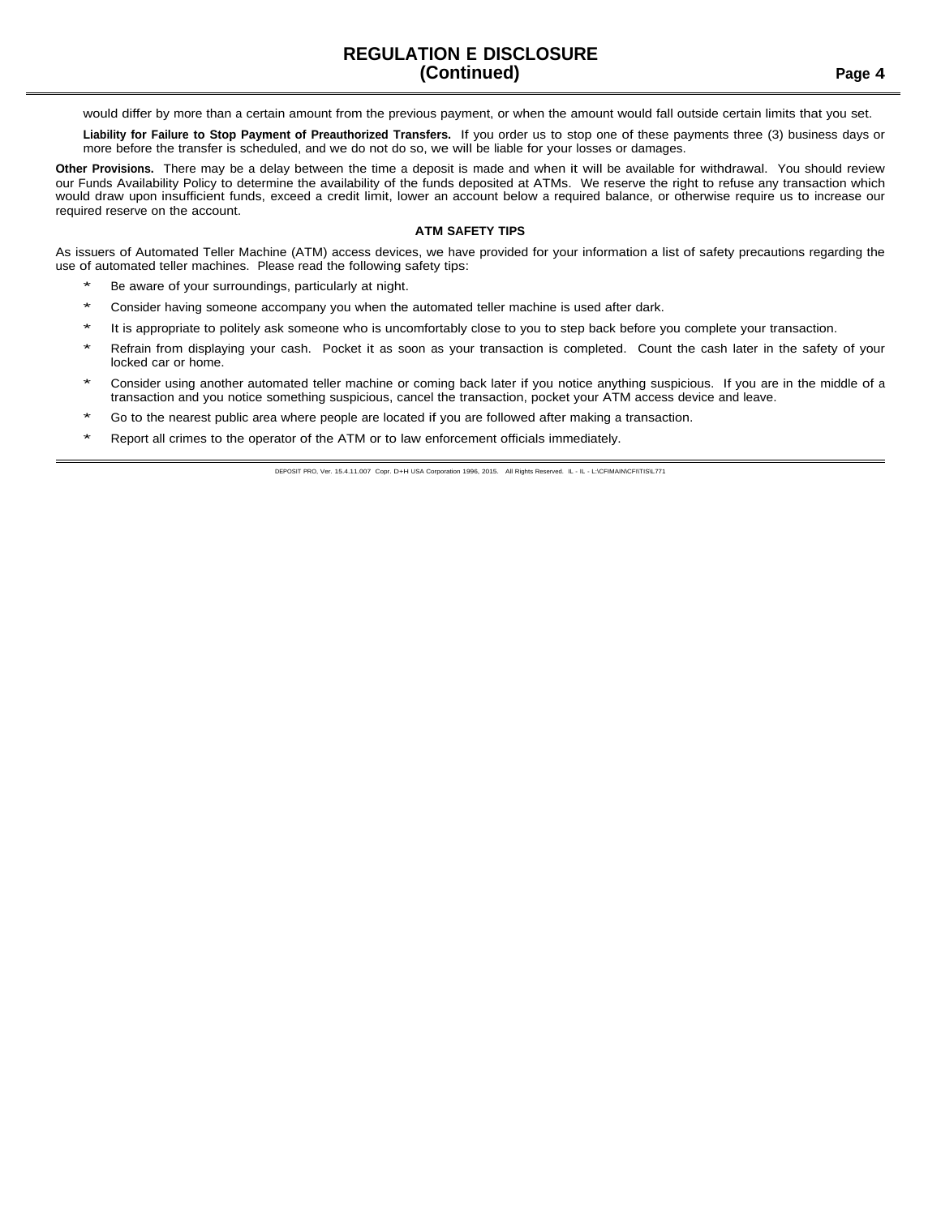would differ by more than a certain amount from the previous payment, or when the amount would fall outside certain limits that you set.

**Liability for Failure to Stop Payment of Preauthorized Transfers.** If you order us to stop one of these payments three (3) business days or more before the transfer is scheduled, and we do not do so, we will be liable for your losses or damages.

**Other Provisions.** There may be a delay between the time a deposit is made and when it will be available for withdrawal. You should review our Funds Availability Policy to determine the availability of the funds deposited at ATMs. We reserve the right to refuse any transaction which would draw upon insufficient funds, exceed a credit limit, lower an account below a required balance, or otherwise require us to increase our required reserve on the account.

## ATM SAFETY TIPS

As issuers of Automated Teller Machine (ATM) access devices, we have provided for your information a list of safety precautions regarding the use of automated teller machines. Please read the following safety tips:

* Be aware of your surroundings, particularly at night.
* Consider having someone accompany you when the automated teller machine is used after dark.
* It is appropriate to politely ask someone who is uncomfortably close to you to step back before you complete your transaction.
* Refrain from displaying your cash. Pocket it as soon as your transaction is completed. Count the cash later in the safety of your locked car or home.
* Consider using another automated teller machine or coming back later if you notice anything suspicious. If you are in the middle of a transaction and you notice something suspicious, cancel the transaction, pocket your ATM access device and leave.
* Go to the nearest public area where people are located if you are followed after making a transaction.
* Report all crimes to the operator of the ATM or to law enforcement officials immediately.